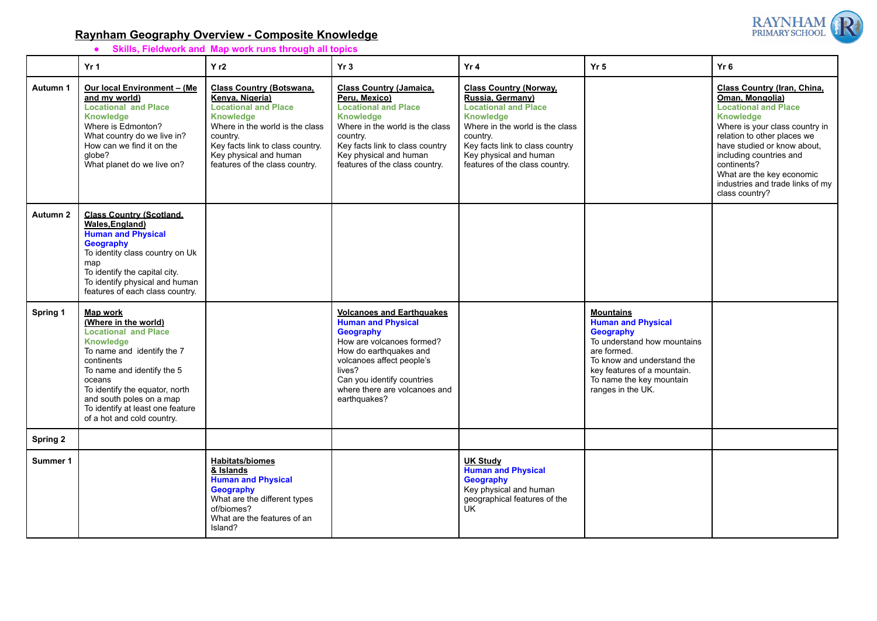# Raynham Geography Overview - Composite Knowledge

- Skills, Fieldwork and  Map work runs through all topics

| | Yr 1 | Y r2 | Yr 3 | Yr 4 | Yr 5 | Yr 6 |
|---|---|---|---|---|---|---|
| **Autumn 1** | **Our local Environment – (Me and my world)**<br>**Locational and Place Knowledge**<br>Where is Edmonton?<br>What country do we live in?<br>How can we find it on the globe?<br>What planet do we live on? | **Class Country (Botswana, Kenya, Nigeria)**<br>**Locational and Place Knowledge**<br>Where in the world is the class country.<br>Key facts link to class country.<br>Key physical and human features of the class country. | **Class Country (Jamaica, Peru, Mexico)**<br>**Locational and Place Knowledge**<br>Where in the world is the class country.<br>Key facts link to class country<br>Key physical and human features of the class country. | **Class Country (Norway, Russia, Germany)**<br>**Locational and Place Knowledge**<br>Where in the world is the class country.<br>Key facts link to class country<br>Key physical and human features of the class country. | | **Class Country (Iran, China, Oman, Mongolia)**<br>**Locational and Place Knowledge**<br>Where is your class country in relation to other places we have studied or know about, including countries and continents?<br>What are the key economic industries and trade links of my class country? |
| **Autumn 2** | **Class Country (Scotland, Wales,England)**<br>**Human and Physical Geography**<br>To identity class country on Uk map<br>To identify the capital city.<br>To identify physical and human features of each class country. | | | | | |
| **Spring 1** | **Map work (Where in the world)**<br>**Locational and Place Knowledge**<br>To name and identify the 7 continents<br>To name and identify the 5 oceans<br>To identify the equator, north and south poles on a map<br>To identify at least one feature of a hot and cold country. | | **Volcanoes and Earthquakes**<br>**Human and Physical Geography**<br>How are volcanoes formed?<br>How do earthquakes and volcanoes affect people's lives?<br>Can you identify countries where there are volcanoes and earthquakes? | | **Mountains**<br>**Human and Physical Geography**<br>To understand how mountains are formed.<br>To know and understand the key features of a mountain.<br>To name the key mountain ranges in the UK. | |
| **Spring 2** | | | | | | |
| **Summer 1** | | **Habitats/biomes & Islands**<br>**Human and Physical Geography**<br>What are the different types of/biomes?<br>What are the features of an Island? | | **UK Study**<br>**Human and Physical Geography**<br>Key physical and human geographical features of the UK | | |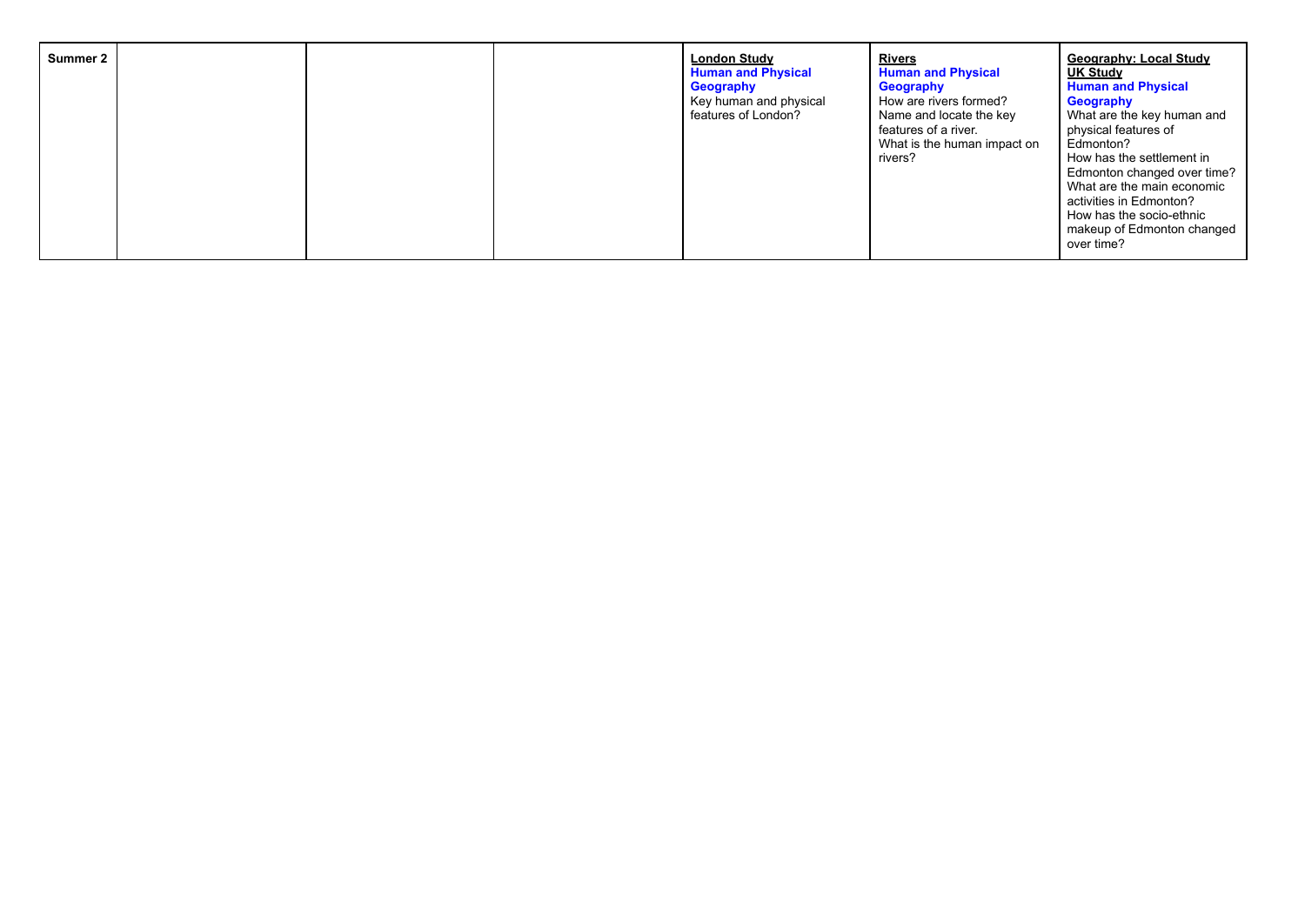| | | | | | | |
|---|---|---|---|---|---|---|
| **Summer 2** | | | | **London Study**<br>**Human and Physical Geography**<br>Key human and physical features of London? | **Rivers**<br>**Human and Physical Geography**<br>How are rivers formed?<br>Name and locate the key features of a river.<br>What is the human impact on rivers? | **Geography: Local Study**<br>**UK Study**<br>**Human and Physical Geography**<br>What are the key human and physical features of Edmonton?<br>How has the settlement in Edmonton changed over time?<br>What are the main economic activities in Edmonton?<br>How has the socio-ethnic makeup of Edmonton changed over time? |